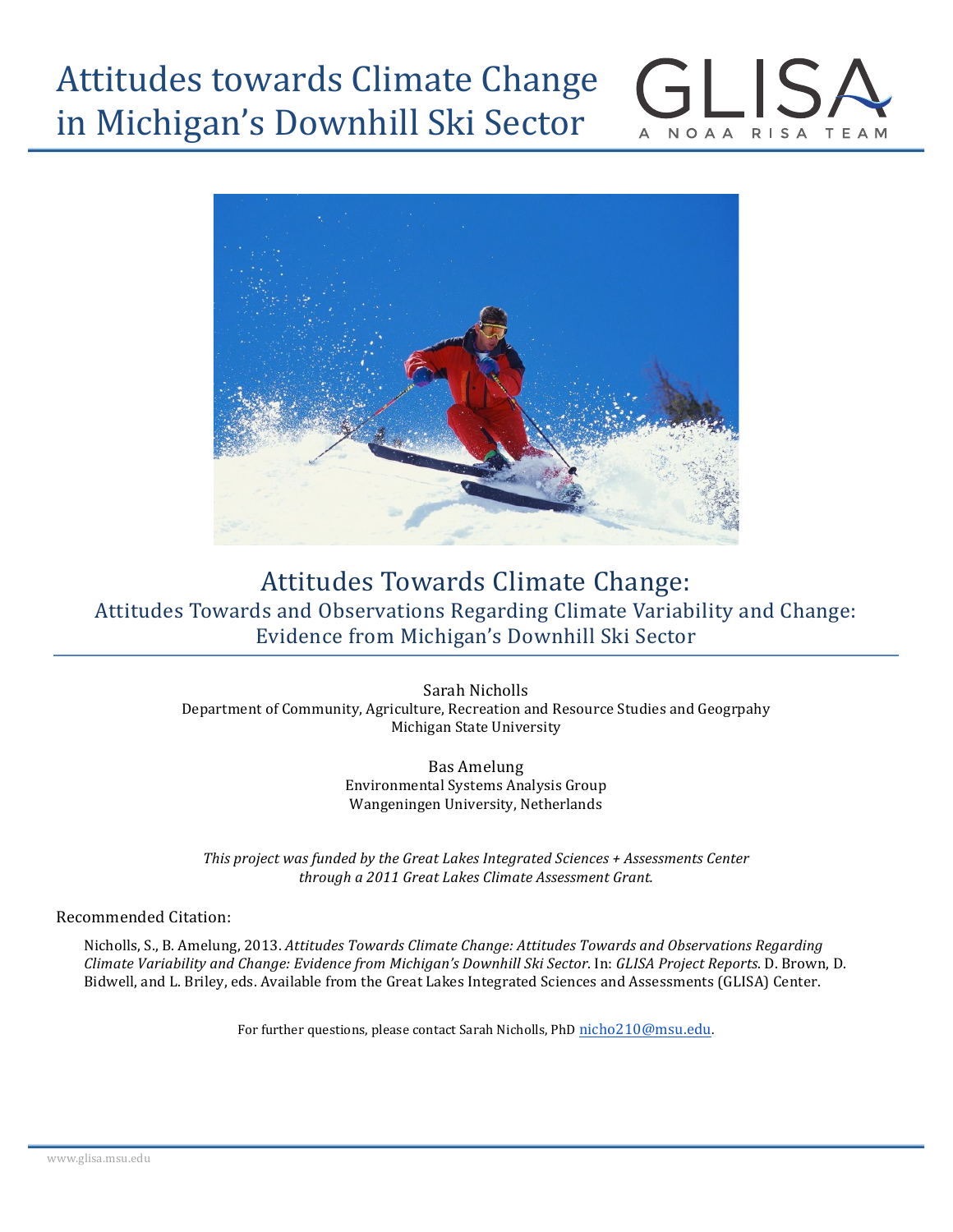# Attitudes towards Climate Change in Michigan's Downhill Ski Sector

GLISA
A NOAA RISA TEAM

## Attitudes Towards Climate Change:

### Attitudes Towards and Observations Regarding Climate Variability and Change: Evidence from Michigan's Downhill Ski Sector

Sarah Nicholls
Department of Community, Agriculture, Recreation and Resource Studies and Geogrpahy
Michigan State University

Bas Amelung
Environmental Systems Analysis Group
Wangeningen University, Netherlands

*This project was funded by the Great Lakes Integrated Sciences + Assessments Center through a 2011 Great Lakes Climate Assessment Grant.*

Recommended Citation:

Nicholls, S., B. Amelung, 2013. *Attitudes Towards Climate Change: Attitudes Towards and Observations Regarding Climate Variability and Change: Evidence from Michigan's Downhill Ski Sector*. In: *GLISA Project Reports*. D. Brown, D. Bidwell, and L. Briley, eds. Available from the Great Lakes Integrated Sciences and Assessments (GLISA) Center.

For further questions, please contact Sarah Nicholls, PhD nicho210@msu.edu.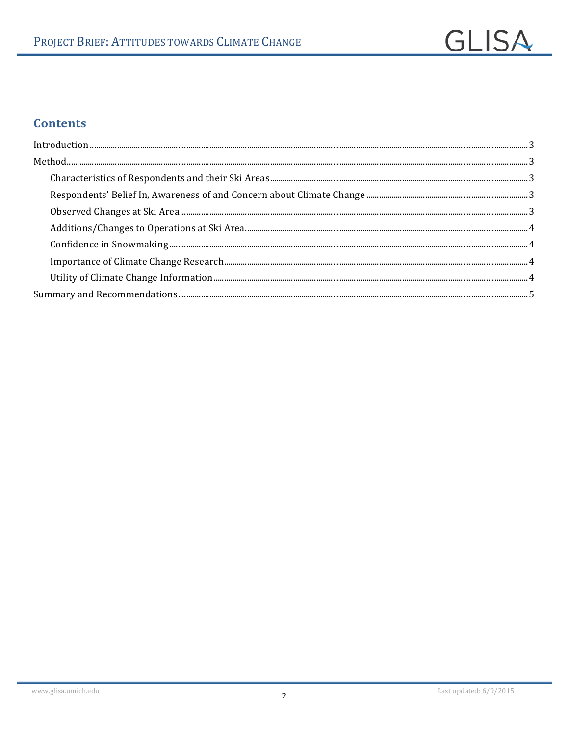## Contents

Introduction ... 3

Method ... 3

- Characteristics of Respondents and their Ski Areas ... 3
- Respondents' Belief In, Awareness of and Concern about Climate Change ... 3
- Observed Changes at Ski Area ... 3
- Additions/Changes to Operations at Ski Area ... 4
- Confidence in Snowmaking ... 4
- Importance of Climate Change Research ... 4
- Utility of Climate Change Information ... 4

Summary and Recommendations ... 5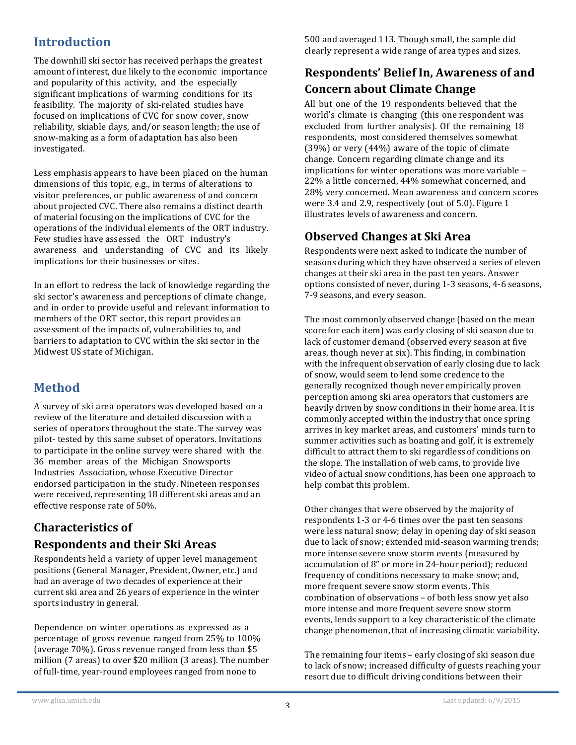## Introduction

The downhill ski sector has received perhaps the greatest amount of interest, due likely to the economic importance and popularity of this activity, and the especially significant implications of warming conditions for its feasibility. The majority of ski-related studies have focused on implications of CVC for snow cover, snow reliability, skiable days, and/or season length; the use of snow-making as a form of adaptation has also been investigated.

Less emphasis appears to have been placed on the human dimensions of this topic, e.g., in terms of alterations to visitor preferences, or public awareness of and concern about projected CVC. There also remains a distinct dearth of material focusing on the implications of CVC for the operations of the individual elements of the ORT industry. Few studies have assessed the ORT industry's awareness and understanding of CVC and its likely implications for their businesses or sites.

In an effort to redress the lack of knowledge regarding the ski sector's awareness and perceptions of climate change, and in order to provide useful and relevant information to members of the ORT sector, this report provides an assessment of the impacts of, vulnerabilities to, and barriers to adaptation to CVC within the ski sector in the Midwest US state of Michigan.

## Method

A survey of ski area operators was developed based on a review of the literature and detailed discussion with a series of operators throughout the state. The survey was pilot- tested by this same subset of operators. Invitations to participate in the online survey were shared with the 36 member areas of the Michigan Snowsports Industries Association, whose Executive Director endorsed participation in the study. Nineteen responses were received, representing 18 different ski areas and an effective response rate of 50%.

### Characteristics of Respondents and their Ski Areas

Respondents held a variety of upper level management positions (General Manager, President, Owner, etc.) and had an average of two decades of experience at their current ski area and 26 years of experience in the winter sports industry in general.

Dependence on winter operations as expressed as a percentage of gross revenue ranged from 25% to 100% (average 70%). Gross revenue ranged from less than $5 million (7 areas) to over $20 million (3 areas). The number of full-time, year-round employees ranged from none to 500 and averaged 113. Though small, the sample did clearly represent a wide range of area types and sizes.

### Respondents' Belief In, Awareness of and Concern about Climate Change

All but one of the 19 respondents believed that the world's climate is changing (this one respondent was excluded from further analysis). Of the remaining 18 respondents, most considered themselves somewhat (39%) or very (44%) aware of the topic of climate change. Concern regarding climate change and its implications for winter operations was more variable – 22% a little concerned, 44% somewhat concerned, and 28% very concerned. Mean awareness and concern scores were 3.4 and 2.9, respectively (out of 5.0). Figure 1 illustrates levels of awareness and concern.

### Observed Changes at Ski Area

Respondents were next asked to indicate the number of seasons during which they have observed a series of eleven changes at their ski area in the past ten years. Answer options consisted of never, during 1-3 seasons, 4-6 seasons, 7-9 seasons, and every season.

The most commonly observed change (based on the mean score for each item) was early closing of ski season due to lack of customer demand (observed every season at five areas, though never at six). This finding, in combination with the infrequent observation of early closing due to lack of snow, would seem to lend some credence to the generally recognized though never empirically proven perception among ski area operators that customers are heavily driven by snow conditions in their home area. It is commonly accepted within the industry that once spring arrives in key market areas, and customers' minds turn to summer activities such as boating and golf, it is extremely difficult to attract them to ski regardless of conditions on the slope. The installation of web cams, to provide live video of actual snow conditions, has been one approach to help combat this problem.

Other changes that were observed by the majority of respondents 1-3 or 4-6 times over the past ten seasons were less natural snow; delay in opening day of ski season due to lack of snow; extended mid-season warming trends; more intense severe snow storm events (measured by accumulation of 8" or more in 24-hour period); reduced frequency of conditions necessary to make snow; and, more frequent severe snow storm events. This combination of observations – of both less snow yet also more intense and more frequent severe snow storm events, lends support to a key characteristic of the climate change phenomenon, that of increasing climatic variability.

The remaining four items – early closing of ski season due to lack of snow; increased difficulty of guests reaching your resort due to difficult driving conditions between their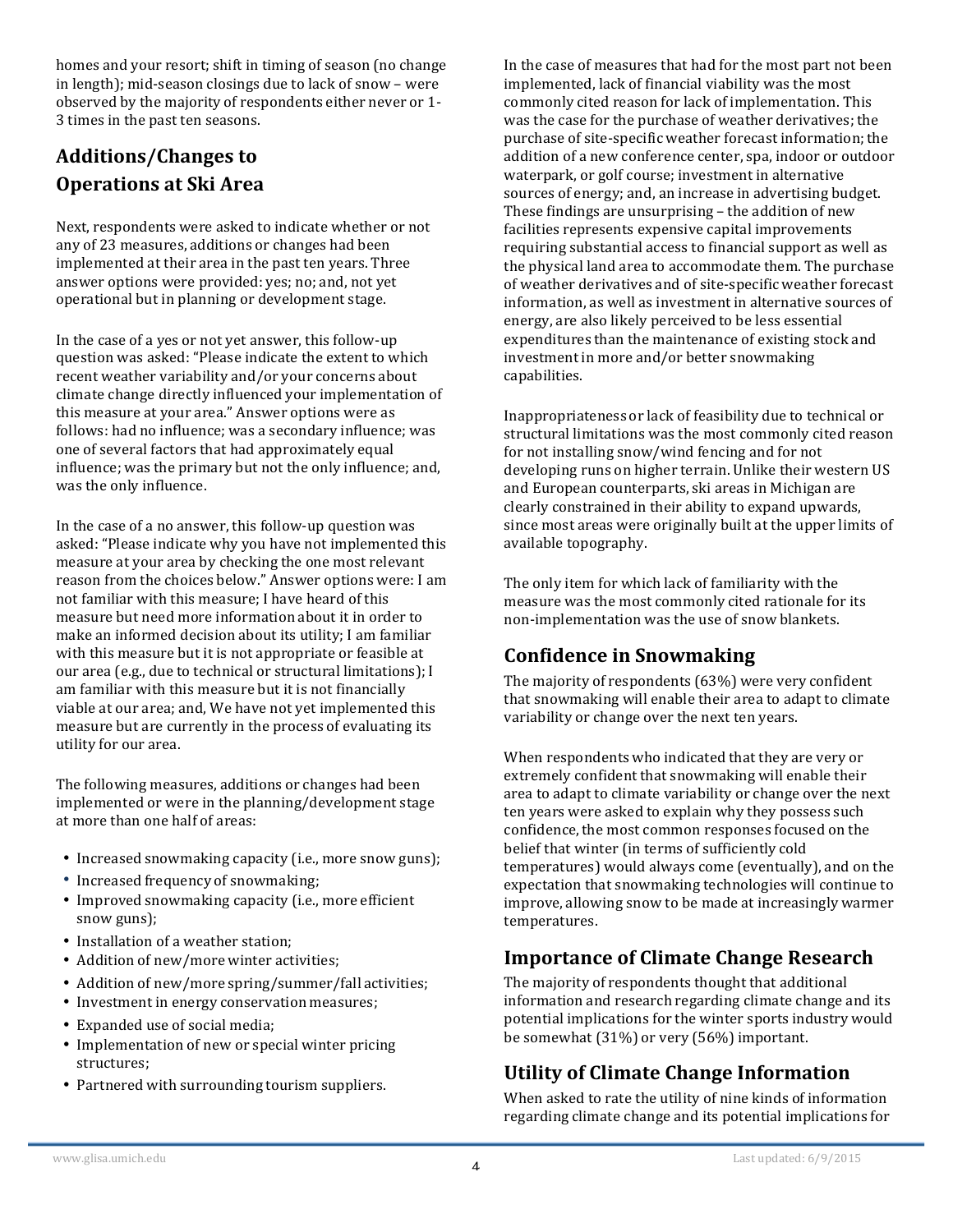homes and your resort; shift in timing of season (no change in length); mid-season closings due to lack of snow – were observed by the majority of respondents either never or 1-3 times in the past ten seasons.

## Additions/Changes to Operations at Ski Area

Next, respondents were asked to indicate whether or not any of 23 measures, additions or changes had been implemented at their area in the past ten years. Three answer options were provided: yes; no; and, not yet operational but in planning or development stage.

In the case of a yes or not yet answer, this follow-up question was asked: "Please indicate the extent to which recent weather variability and/or your concerns about climate change directly influenced your implementation of this measure at your area." Answer options were as follows: had no influence; was a secondary influence; was one of several factors that had approximately equal influence; was the primary but not the only influence; and, was the only influence.

In the case of a no answer, this follow-up question was asked: "Please indicate why you have not implemented this measure at your area by checking the one most relevant reason from the choices below." Answer options were: I am not familiar with this measure; I have heard of this measure but need more information about it in order to make an informed decision about its utility; I am familiar with this measure but it is not appropriate or feasible at our area (e.g., due to technical or structural limitations); I am familiar with this measure but it is not financially viable at our area; and, We have not yet implemented this measure but are currently in the process of evaluating its utility for our area.

The following measures, additions or changes had been implemented or were in the planning/development stage at more than one half of areas:

- Increased snowmaking capacity (i.e., more snow guns);
- Increased frequency of snowmaking;
- Improved snowmaking capacity (i.e., more efficient snow guns);
- Installation of a weather station;
- Addition of new/more winter activities;
- Addition of new/more spring/summer/fall activities;
- Investment in energy conservation measures;
- Expanded use of social media;
- Implementation of new or special winter pricing structures;
- Partnered with surrounding tourism suppliers.

In the case of measures that had for the most part not been implemented, lack of financial viability was the most commonly cited reason for lack of implementation. This was the case for the purchase of weather derivatives; the purchase of site-specific weather forecast information; the addition of a new conference center, spa, indoor or outdoor waterpark, or golf course; investment in alternative sources of energy; and, an increase in advertising budget. These findings are unsurprising – the addition of new facilities represents expensive capital improvements requiring substantial access to financial support as well as the physical land area to accommodate them. The purchase of weather derivatives and of site-specific weather forecast information, as well as investment in alternative sources of energy, are also likely perceived to be less essential expenditures than the maintenance of existing stock and investment in more and/or better snowmaking capabilities.

Inappropriateness or lack of feasibility due to technical or structural limitations was the most commonly cited reason for not installing snow/wind fencing and for not developing runs on higher terrain. Unlike their western US and European counterparts, ski areas in Michigan are clearly constrained in their ability to expand upwards, since most areas were originally built at the upper limits of available topography.

The only item for which lack of familiarity with the measure was the most commonly cited rationale for its non-implementation was the use of snow blankets.

## Confidence in Snowmaking

The majority of respondents (63%) were very confident that snowmaking will enable their area to adapt to climate variability or change over the next ten years.

When respondents who indicated that they are very or extremely confident that snowmaking will enable their area to adapt to climate variability or change over the next ten years were asked to explain why they possess such confidence, the most common responses focused on the belief that winter (in terms of sufficiently cold temperatures) would always come (eventually), and on the expectation that snowmaking technologies will continue to improve, allowing snow to be made at increasingly warmer temperatures.

## Importance of Climate Change Research

The majority of respondents thought that additional information and research regarding climate change and its potential implications for the winter sports industry would be somewhat (31%) or very (56%) important.

## Utility of Climate Change Information

When asked to rate the utility of nine kinds of information regarding climate change and its potential implications for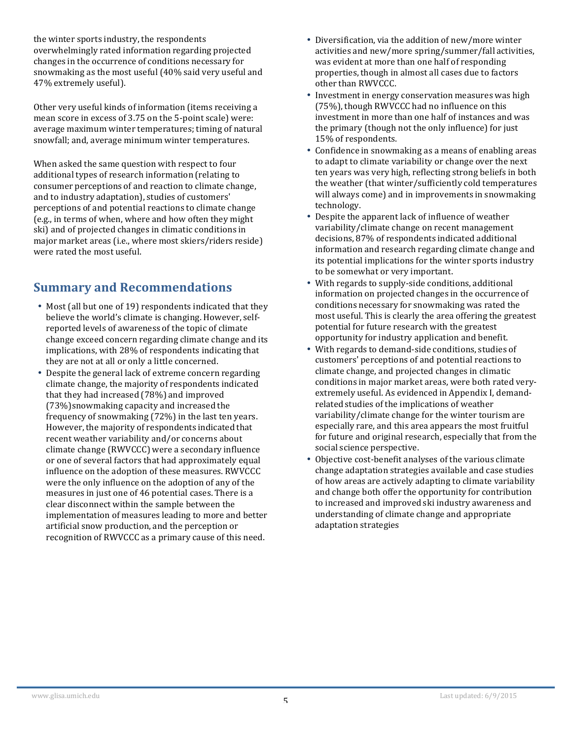the winter sports industry, the respondents overwhelmingly rated information regarding projected changes in the occurrence of conditions necessary for snowmaking as the most useful (40% said very useful and 47% extremely useful).

Other very useful kinds of information (items receiving a mean score in excess of 3.75 on the 5-point scale) were: average maximum winter temperatures; timing of natural snowfall; and, average minimum winter temperatures.

When asked the same question with respect to four additional types of research information (relating to consumer perceptions of and reaction to climate change, and to industry adaptation), studies of customers' perceptions of and potential reactions to climate change (e.g., in terms of when, where and how often they might ski) and of projected changes in climatic conditions in major market areas (i.e., where most skiers/riders reside) were rated the most useful.

## Summary and Recommendations

- Most (all but one of 19) respondents indicated that they believe the world's climate is changing. However, self-reported levels of awareness of the topic of climate change exceed concern regarding climate change and its implications, with 28% of respondents indicating that they are not at all or only a little concerned.
- Despite the general lack of extreme concern regarding climate change, the majority of respondents indicated that they had increased (78%) and improved (73%)snowmaking capacity and increased the frequency of snowmaking (72%) in the last ten years. However, the majority of respondents indicated that recent weather variability and/or concerns about climate change (RWVCCC) were a secondary influence or one of several factors that had approximately equal influence on the adoption of these measures. RWVCCC were the only influence on the adoption of any of the measures in just one of 46 potential cases. There is a clear disconnect within the sample between the implementation of measures leading to more and better artificial snow production, and the perception or recognition of RWVCCC as a primary cause of this need.
- Diversification, via the addition of new/more winter activities and new/more spring/summer/fall activities, was evident at more than one half of responding properties, though in almost all cases due to factors other than RWVCCC.
- Investment in energy conservation measures was high (75%), though RWVCCC had no influence on this investment in more than one half of instances and was the primary (though not the only influence) for just 15% of respondents.
- Confidence in snowmaking as a means of enabling areas to adapt to climate variability or change over the next ten years was very high, reflecting strong beliefs in both the weather (that winter/sufficiently cold temperatures will always come) and in improvements in snowmaking technology.
- Despite the apparent lack of influence of weather variability/climate change on recent management decisions, 87% of respondents indicated additional information and research regarding climate change and its potential implications for the winter sports industry to be somewhat or very important.
- With regards to supply-side conditions, additional information on projected changes in the occurrence of conditions necessary for snowmaking was rated the most useful. This is clearly the area offering the greatest potential for future research with the greatest opportunity for industry application and benefit.
- With regards to demand-side conditions, studies of customers' perceptions of and potential reactions to climate change, and projected changes in climatic conditions in major market areas, were both rated very-extremely useful. As evidenced in Appendix I, demand-related studies of the implications of weather variability/climate change for the winter tourism are especially rare, and this area appears the most fruitful for future and original research, especially that from the social science perspective.
- Objective cost-benefit analyses of the various climate change adaptation strategies available and case studies of how areas are actively adapting to climate variability and change both offer the opportunity for contribution to increased and improved ski industry awareness and understanding of climate change and appropriate adaptation strategies